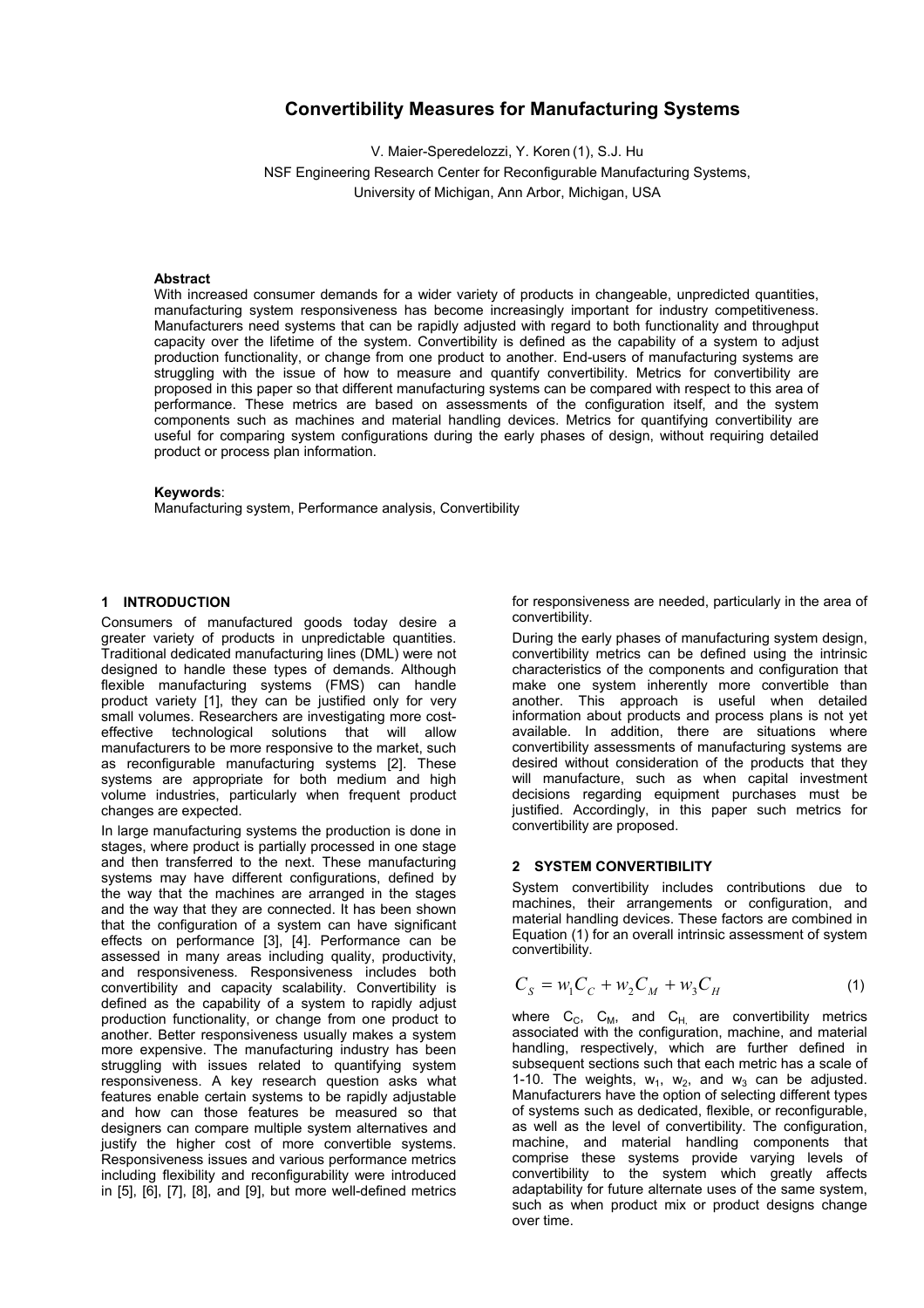# Convertibility Measures for Manufacturing Systems

V. Maier-Speredelozzi, Y. Koren (1), S.J. Hu

NSF Engineering Research Center for Reconfigurable Manufacturing Systems,
University of Michigan, Ann Arbor, Michigan, USA

### Abstract

With increased consumer demands for a wider variety of products in changeable, unpredicted quantities, manufacturing system responsiveness has become increasingly important for industry competitiveness. Manufacturers need systems that can be rapidly adjusted with regard to both functionality and throughput capacity over the lifetime of the system. Convertibility is defined as the capability of a system to adjust production functionality, or change from one product to another. End-users of manufacturing systems are struggling with the issue of how to measure and quantify convertibility. Metrics for convertibility are proposed in this paper so that different manufacturing systems can be compared with respect to this area of performance. These metrics are based on assessments of the configuration itself, and the system components such as machines and material handling devices. Metrics for quantifying convertibility are useful for comparing system configurations during the early phases of design, without requiring detailed product or process plan information.

### Keywords:

Manufacturing system, Performance analysis, Convertibility

## 1 INTRODUCTION

Consumers of manufactured goods today desire a greater variety of products in unpredictable quantities. Traditional dedicated manufacturing lines (DML) were not designed to handle these types of demands. Although flexible manufacturing systems (FMS) can handle product variety [1], they can be justified only for very small volumes. Researchers are investigating more cost-effective technological solutions that will allow manufacturers to be more responsive to the market, such as reconfigurable manufacturing systems [2]. These systems are appropriate for both medium and high volume industries, particularly when frequent product changes are expected.

In large manufacturing systems the production is done in stages, where product is partially processed in one stage and then transferred to the next. These manufacturing systems may have different configurations, defined by the way that the machines are arranged in the stages and the way that they are connected. It has been shown that the configuration of a system can have significant effects on performance [3], [4]. Performance can be assessed in many areas including quality, productivity, and responsiveness. Responsiveness includes both convertibility and capacity scalability. Convertibility is defined as the capability of a system to rapidly adjust production functionality, or change from one product to another. Better responsiveness usually makes a system more expensive. The manufacturing industry has been struggling with issues related to quantifying system responsiveness. A key research question asks what features enable certain systems to be rapidly adjustable and how can those features be measured so that designers can compare multiple system alternatives and justify the higher cost of more convertible systems. Responsiveness issues and various performance metrics including flexibility and reconfigurability were introduced in [5], [6], [7], [8], and [9], but more well-defined metrics for responsiveness are needed, particularly in the area of convertibility.

During the early phases of manufacturing system design, convertibility metrics can be defined using the intrinsic characteristics of the components and configuration that make one system inherently more convertible than another. This approach is useful when detailed information about products and process plans is not yet available. In addition, there are situations where convertibility assessments of manufacturing systems are desired without consideration of the products that they will manufacture, such as when capital investment decisions regarding equipment purchases must be justified. Accordingly, in this paper such metrics for convertibility are proposed.

## 2 SYSTEM CONVERTIBILITY

System convertibility includes contributions due to machines, their arrangements or configuration, and material handling devices. These factors are combined in Equation (1) for an overall intrinsic assessment of system convertibility.

$$C_S = w_1 C_C + w_2 C_M + w_3 C_H \tag{1}$$

where $C_C$, $C_M$, and $C_H$ are convertibility metrics associated with the configuration, machine, and material handling, respectively, which are further defined in subsequent sections such that each metric has a scale of 1-10. The weights, $w_1$, $w_2$, and $w_3$ can be adjusted. Manufacturers have the option of selecting different types of systems such as dedicated, flexible, or reconfigurable, as well as the level of convertibility. The configuration, machine, and material handling components that comprise these systems provide varying levels of convertibility to the system which greatly affects adaptability for future alternate uses of the same system, such as when product mix or product designs change over time.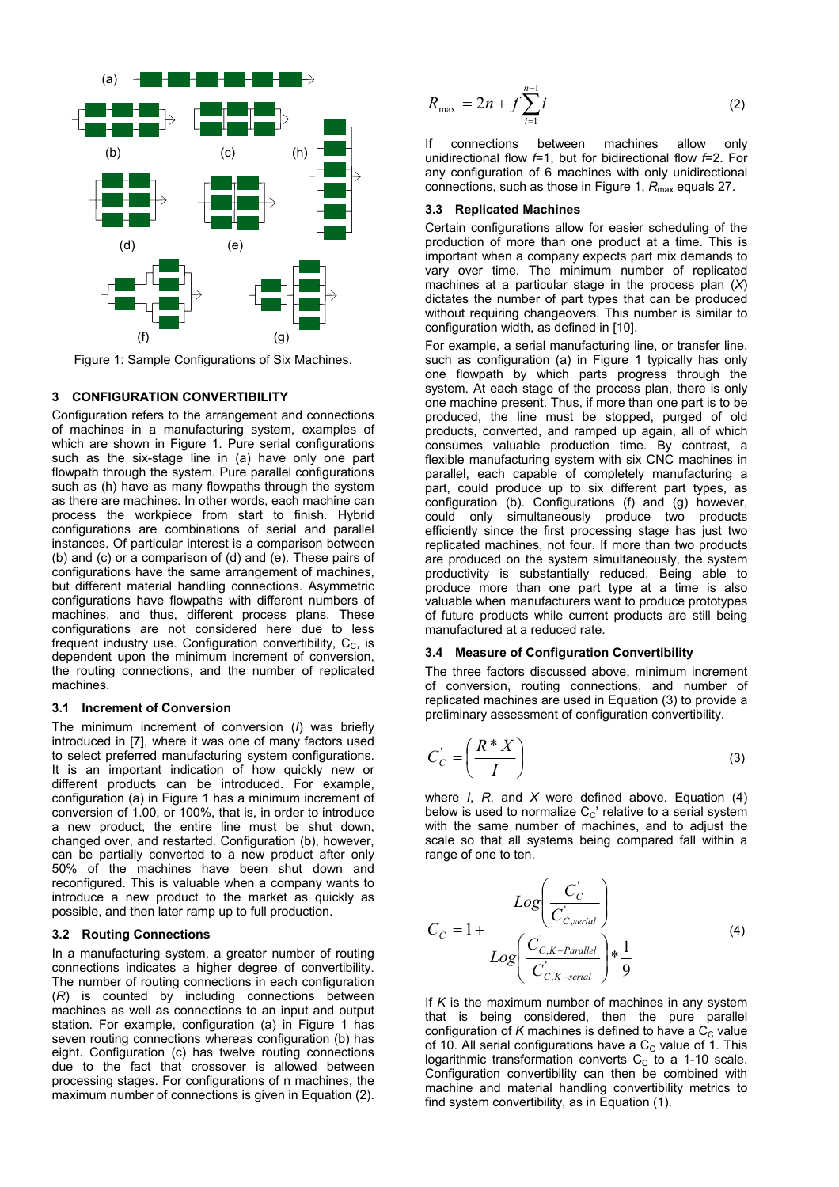(a)

(b) (c) (h)

(d) (e)

(f) (g)

Figure 1: Sample Configurations of Six Machines.

## 3 CONFIGURATION CONVERTIBILITY

Configuration refers to the arrangement and connections of machines in a manufacturing system, examples of which are shown in Figure 1. Pure serial configurations such as the six-stage line in (a) have only one part flowpath through the system. Pure parallel configurations such as (h) have as many flowpaths through the system as there are machines. In other words, each machine can process the workpiece from start to finish. Hybrid configurations are combinations of serial and parallel instances. Of particular interest is a comparison between (b) and (c) or a comparison of (d) and (e). These pairs of configurations have the same arrangement of machines, but different material handling connections. Asymmetric configurations have flowpaths with different numbers of machines, and thus, different process plans. These configurations are not considered here due to less frequent industry use. Configuration convertibility, $C_C$, is dependent upon the minimum increment of conversion, the routing connections, and the number of replicated machines.

### 3.1 Increment of Conversion

The minimum increment of conversion ($I$) was briefly introduced in [7], where it was one of many factors used to select preferred manufacturing system configurations. It is an important indication of how quickly new or different products can be introduced. For example, configuration (a) in Figure 1 has a minimum increment of conversion of 1.00, or 100%, that is, in order to introduce a new product, the entire line must be shut down, changed over, and restarted. Configuration (b), however, can be partially converted to a new product after only 50% of the machines have been shut down and reconfigured. This is valuable when a company wants to introduce a new product to the market as quickly as possible, and then later ramp up to full production.

### 3.2 Routing Connections

In a manufacturing system, a greater number of routing connections indicates a higher degree of convertibility. The number of routing connections in each configuration ($R$) is counted by including connections between machines as well as connections to an input and output station. For example, configuration (a) in Figure 1 has seven routing connections whereas configuration (b) has eight. Configuration (c) has twelve routing connections due to the fact that crossover is allowed between processing stages. For configurations of n machines, the maximum number of connections is given in Equation (2).

$$R_{\max} = 2n + f\sum_{i=1}^{n-1} i \tag{2}$$

If connections between machines allow only unidirectional flow $f$=1, but for bidirectional flow $f$=2. For any configuration of 6 machines with only unidirectional connections, such as those in Figure 1, $R_{\max}$ equals 27.

### 3.3 Replicated Machines

Certain configurations allow for easier scheduling of the production of more than one product at a time. This is important when a company expects part mix demands to vary over time. The minimum number of replicated machines at a particular stage in the process plan ($X$) dictates the number of part types that can be produced without requiring changeovers. This number is similar to configuration width, as defined in [10].

For example, a serial manufacturing line, or transfer line, such as configuration (a) in Figure 1 typically has only one flowpath by which parts progress through the system. At each stage of the process plan, there is only one machine present. Thus, if more than one part is to be produced, the line must be stopped, purged of old products, converted, and ramped up again, all of which consumes valuable production time. By contrast, a flexible manufacturing system with six CNC machines in parallel, each capable of completely manufacturing a part, could produce up to six different part types, as configuration (b). Configurations (f) and (g) however, could only simultaneously produce two products efficiently since the first processing stage has just two replicated machines, not four. If more than two products are produced on the system simultaneously, the system productivity is substantially reduced. Being able to produce more than one part type at a time is also valuable when manufacturers want to produce prototypes of future products while current products are still being manufactured at a reduced rate.

### 3.4 Measure of Configuration Convertibility

The three factors discussed above, minimum increment of conversion, routing connections, and number of replicated machines are used in Equation (3) to provide a preliminary assessment of configuration convertibility.

$$C_C^{'} = \left(\frac{R * X}{I}\right) \tag{3}$$

where $I$, $R$, and $X$ were defined above. Equation (4) below is used to normalize $C_C'$ relative to a serial system with the same number of machines, and to adjust the scale so that all systems being compared fall within a range of one to ten.

$$C_C = 1 + \frac{Log\left(\dfrac{C_C^{'}}{C_{C,serial}^{'}}\right)}{Log\left(\dfrac{C_{C,K-Parallel}^{'}}{C_{C,K-serial}^{'}}\right) * \dfrac{1}{9}} \tag{4}$$

If $K$ is the maximum number of machines in any system that is being considered, then the pure parallel configuration of $K$ machines is defined to have a $C_C$ value of 10. All serial configurations have a $C_C$ value of 1. This logarithmic transformation converts $C_C$ to a 1-10 scale. Configuration convertibility can then be combined with machine and material handling convertibility metrics to find system convertibility, as in Equation (1).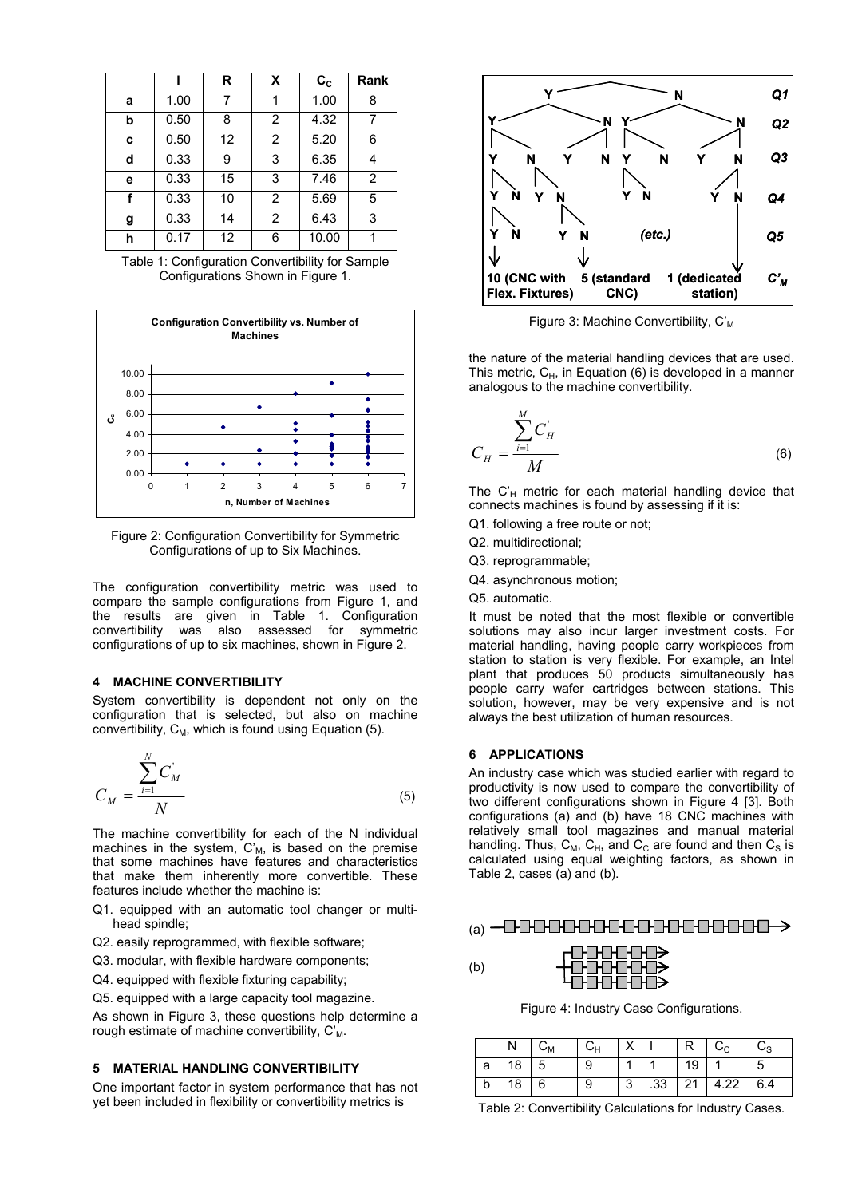|  | I | R | X | $C_C$ | Rank |
|---|---|---|---|---|---|
| **a** | 1.00 | 7 | 1 | 1.00 | 8 |
| **b** | 0.50 | 8 | 2 | 4.32 | 7 |
| **c** | 0.50 | 12 | 2 | 5.20 | 6 |
| **d** | 0.33 | 9 | 3 | 6.35 | 4 |
| **e** | 0.33 | 15 | 3 | 7.46 | 2 |
| **f** | 0.33 | 10 | 2 | 5.69 | 5 |
| **g** | 0.33 | 14 | 2 | 6.43 | 3 |
| **h** | 0.17 | 12 | 6 | 10.00 | 1 |

Table 1: Configuration Convertibility for Sample Configurations Shown in Figure 1.

**Configuration Convertibility vs. Number of Machines**

$C_c$

10.00
8.00
6.00
4.00
2.00
0.00

0 1 2 3 4 5 6 7

**n, Number of Machines**

Figure 2: Configuration Convertibility for Symmetric Configurations of up to Six Machines.

The configuration convertibility metric was used to compare the sample configurations from Figure 1, and the results are given in Table 1. Configuration convertibility was also assessed for symmetric configurations of up to six machines, shown in Figure 2.

## 4 MACHINE CONVERTIBILITY

System convertibility is dependent not only on the configuration that is selected, but also on machine convertibility, $C_M$, which is found using Equation (5).

$$C_M = \frac{\sum_{i=1}^{N} C'_M}{N} \tag{5}$$

The machine convertibility for each of the N individual machines in the system, $C'_M$, is based on the premise that some machines have features and characteristics that make them inherently more convertible. These features include whether the machine is:

Q1. equipped with an automatic tool changer or multi-head spindle;

Q2. easily reprogrammed, with flexible software;

Q3. modular, with flexible hardware components;

Q4. equipped with flexible fixturing capability;

Q5. equipped with a large capacity tool magazine.

As shown in Figure 3, these questions help determine a rough estimate of machine convertibility, $C'_M$.

## 5 MATERIAL HANDLING CONVERTIBILITY

One important factor in system performance that has not yet been included in flexibility or convertibility metrics is

Y N Q1
Y N Y N Q2
Y N Y N Y N Y N Q3
Y N Y N Y N Y N Q4
Y N Y N (etc.) Q5
10 (CNC with Flex. Fixtures) 5 (standard CNC) 1 (dedicated station) $C'_M$

Figure 3: Machine Convertibility, $C'_M$

the nature of the material handling devices that are used. This metric, $C_H$, in Equation (6) is developed in a manner analogous to the machine convertibility.

$$C_H = \frac{\sum_{i=1}^{M} C'_H}{M} \tag{6}$$

The $C'_H$ metric for each material handling device that connects machines is found by assessing if it is:

Q1. following a free route or not;

Q2. multidirectional;

Q3. reprogrammable;

Q4. asynchronous motion;

Q5. automatic.

It must be noted that the most flexible or convertible solutions may also incur larger investment costs. For material handling, having people carry workpieces from station to station is very flexible. For example, an Intel plant that produces 50 products simultaneously has people carry wafer cartridges between stations. This solution, however, may be very expensive and is not always the best utilization of human resources.

## 6 APPLICATIONS

An industry case which was studied earlier with regard to productivity is now used to compare the convertibility of two different configurations shown in Figure 4 [3]. Both configurations (a) and (b) have 18 CNC machines with relatively small tool magazines and manual material handling. Thus, $C_M$, $C_H$, and $C_C$ are found and then $C_S$ is calculated using equal weighting factors, as shown in Table 2, cases (a) and (b).

(a)

(b)

Figure 4: Industry Case Configurations.

|  | N | $C_M$ | $C_H$ | X | I | R | $C_C$ | $C_S$ |
|---|---|---|---|---|---|---|---|---|
| a | 18 | 5 | 9 | 1 | 1 | 19 | 1 | 5 |
| b | 18 | 6 | 9 | 3 | .33 | 21 | 4.22 | 6.4 |

Table 2: Convertibility Calculations for Industry Cases.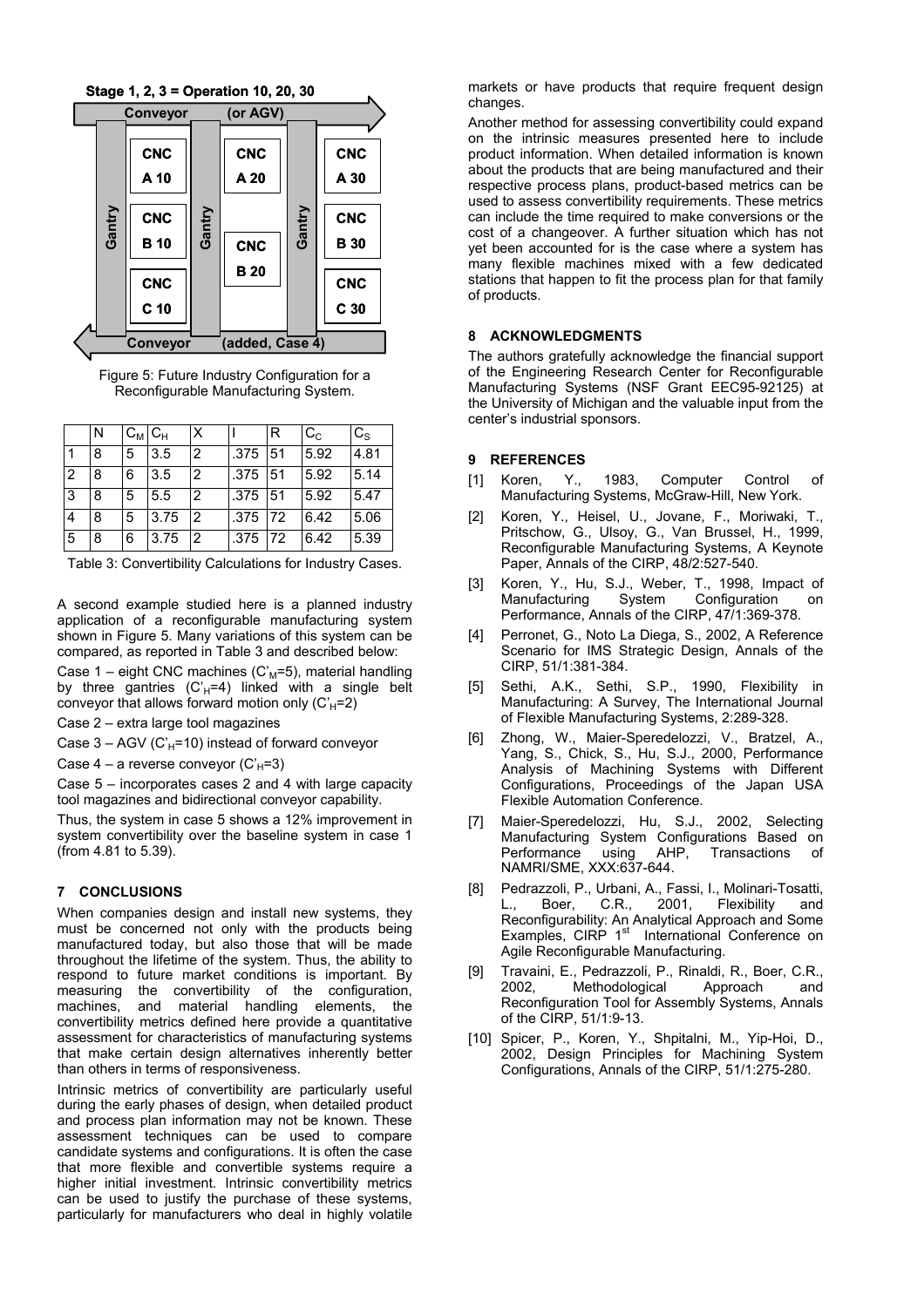Stage 1, 2, 3 = Operation 10, 20, 30

Conveyor (or AGV)

Gantry

CNC A 10

CNC B 10

CNC C 10

Gantry

CNC A 20

CNC B 20

Gantry

CNC A 30

CNC B 30

CNC C 30

Conveyor (added, Case 4)

Figure 5: Future Industry Configuration for a Reconfigurable Manufacturing System.

| | N | $C_M$ | $C_H$ | X | I | R | $C_C$ | $C_S$ |
|---|---|---|---|---|---|---|---|---|
| 1 | 8 | 5 | 3.5 | 2 | .375 | 51 | 5.92 | 4.81 |
| 2 | 8 | 6 | 3.5 | 2 | .375 | 51 | 5.92 | 5.14 |
| 3 | 8 | 5 | 5.5 | 2 | .375 | 51 | 5.92 | 5.47 |
| 4 | 8 | 5 | 3.75 | 2 | .375 | 72 | 6.42 | 5.06 |
| 5 | 8 | 6 | 3.75 | 2 | .375 | 72 | 6.42 | 5.39 |

Table 3: Convertibility Calculations for Industry Cases.

A second example studied here is a planned industry application of a reconfigurable manufacturing system shown in Figure 5. Many variations of this system can be compared, as reported in Table 3 and described below:

Case 1 – eight CNC machines ($C'_M$=5), material handling by three gantries ($C'_H$=4) linked with a single belt conveyor that allows forward motion only ($C'_H$=2)

Case 2 – extra large tool magazines

Case 3 – AGV ($C'_H$=10) instead of forward conveyor

Case 4 – a reverse conveyor ($C'_H$=3)

Case 5 – incorporates cases 2 and 4 with large capacity tool magazines and bidirectional conveyor capability.

Thus, the system in case 5 shows a 12% improvement in system convertibility over the baseline system in case 1 (from 4.81 to 5.39).

## 7 CONCLUSIONS

When companies design and install new systems, they must be concerned not only with the products being manufactured today, but also those that will be made throughout the lifetime of the system. Thus, the ability to respond to future market conditions is important. By measuring the convertibility of the configuration, machines, and material handling elements, the convertibility metrics defined here provide a quantitative assessment for characteristics of manufacturing systems that make certain design alternatives inherently better than others in terms of responsiveness.

Intrinsic metrics of convertibility are particularly useful during the early phases of design, when detailed product and process plan information may not be known. These assessment techniques can be used to compare candidate systems and configurations. It is often the case that more flexible and convertible systems require a higher initial investment. Intrinsic convertibility metrics can be used to justify the purchase of these systems, particularly for manufacturers who deal in highly volatile markets or have products that require frequent design changes.

Another method for assessing convertibility could expand on the intrinsic measures presented here to include product information. When detailed information is known about the products that are being manufactured and their respective process plans, product-based metrics can be used to assess convertibility requirements. These metrics can include the time required to make conversions or the cost of a changeover. A further situation which has not yet been accounted for is the case where a system has many flexible machines mixed with a few dedicated stations that happen to fit the process plan for that family of products.

## 8 ACKNOWLEDGMENTS

The authors gratefully acknowledge the financial support of the Engineering Research Center for Reconfigurable Manufacturing Systems (NSF Grant EEC95-92125) at the University of Michigan and the valuable input from the center's industrial sponsors.

## 9 REFERENCES

[1] Koren, Y., 1983, Computer Control of Manufacturing Systems, McGraw-Hill, New York.

[2] Koren, Y., Heisel, U., Jovane, F., Moriwaki, T., Pritschow, G., Ulsoy, G., Van Brussel, H., 1999, Reconfigurable Manufacturing Systems, A Keynote Paper, Annals of the CIRP, 48/2:527-540.

[3] Koren, Y., Hu, S.J., Weber, T., 1998, Impact of Manufacturing System Configuration on Performance, Annals of the CIRP, 47/1:369-378.

[4] Perronet, G., Noto La Diega, S., 2002, A Reference Scenario for IMS Strategic Design, Annals of the CIRP, 51/1:381-384.

[5] Sethi, A.K., Sethi, S.P., 1990, Flexibility in Manufacturing: A Survey, The International Journal of Flexible Manufacturing Systems, 2:289-328.

[6] Zhong, W., Maier-Speredelozzi, V., Bratzel, A., Yang, S., Chick, S., Hu, S.J., 2000, Performance Analysis of Machining Systems with Different Configurations, Proceedings of the Japan USA Flexible Automation Conference.

[7] Maier-Speredelozzi, Hu, S.J., 2002, Selecting Manufacturing System Configurations Based on Performance using AHP, Transactions of NAMRI/SME, XXX:637-644.

[8] Pedrazzoli, P., Urbani, A., Fassi, I., Molinari-Tosatti, L., Boer, C.R., 2001, Flexibility and Reconfigurability: An Analytical Approach and Some Examples, CIRP 1st International Conference on Agile Reconfigurable Manufacturing.

[9] Travaini, E., Pedrazzoli, P., Rinaldi, R., Boer, C.R., 2002, Methodological Approach and Reconfiguration Tool for Assembly Systems, Annals of the CIRP, 51/1:9-13.

[10] Spicer, P., Koren, Y., Shpitalni, M., Yip-Hoi, D., 2002, Design Principles for Machining System Configurations, Annals of the CIRP, 51/1:275-280.